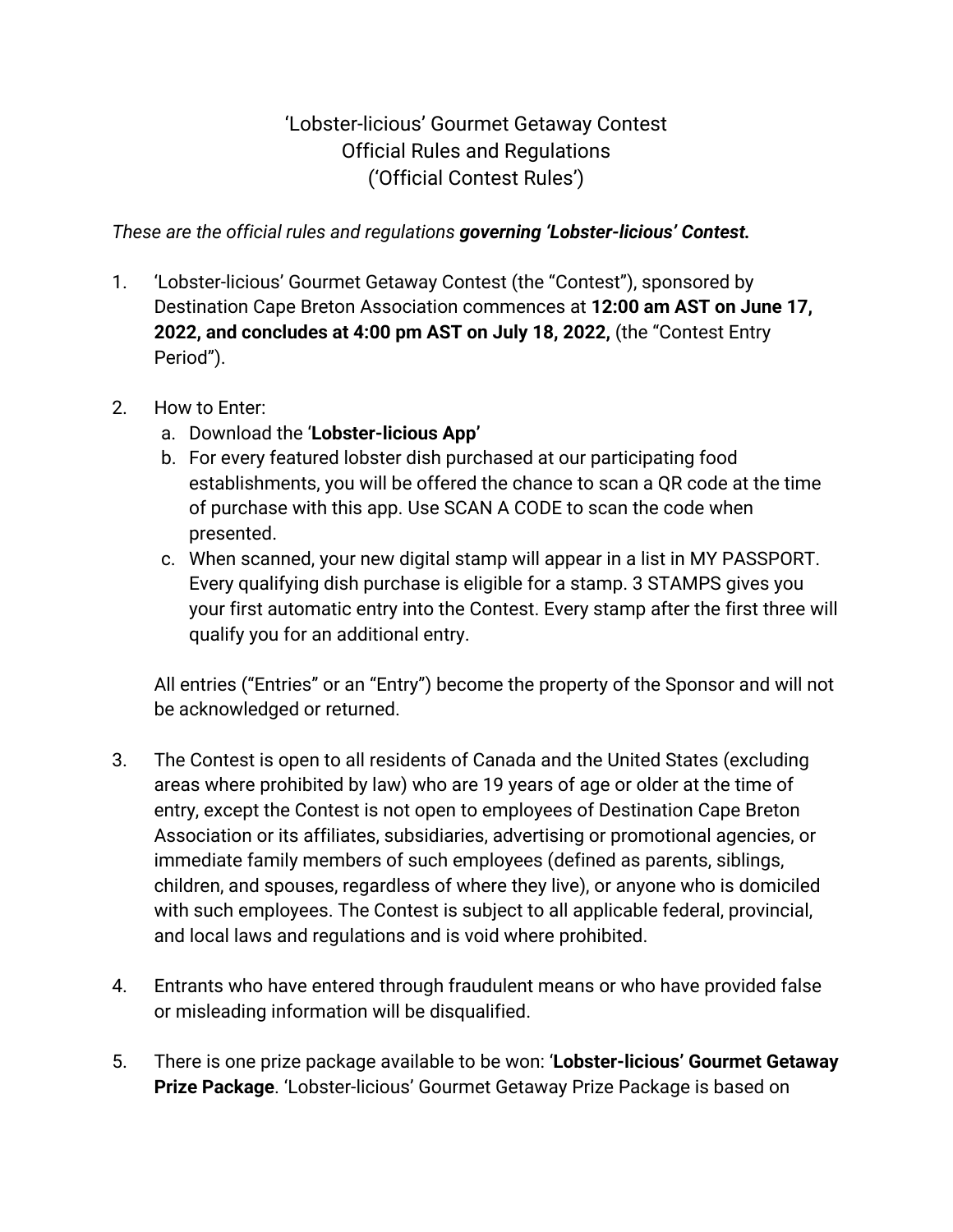# ‘Lobster-licious’ Gourmet Getaway Contest
## Official Rules and Regulations
## (‘Official Contest Rules’)

*These are the official rules and regulations **governing ‘Lobster-licious’ Contest.***

1. ‘Lobster-licious’ Gourmet Getaway Contest (the “Contest”), sponsored by Destination Cape Breton Association commences at **12:00 am AST on June 17, 2022, and concludes at 4:00 pm AST on July 18, 2022,** (the “Contest Entry Period”).

2. How to Enter:
   a. Download the **‘Lobster-licious App’**
   b. For every featured lobster dish purchased at our participating food establishments, you will be offered the chance to scan a QR code at the time of purchase with this app. Use SCAN A CODE to scan the code when presented.
   c. When scanned, your new digital stamp will appear in a list in MY PASSPORT. Every qualifying dish purchase is eligible for a stamp. 3 STAMPS gives you your first automatic entry into the Contest. Every stamp after the first three will qualify you for an additional entry.

   All entries (“Entries” or an “Entry”) become the property of the Sponsor and will not be acknowledged or returned.

3. The Contest is open to all residents of Canada and the United States (excluding areas where prohibited by law) who are 19 years of age or older at the time of entry, except the Contest is not open to employees of Destination Cape Breton Association or its affiliates, subsidiaries, advertising or promotional agencies, or immediate family members of such employees (defined as parents, siblings, children, and spouses, regardless of where they live), or anyone who is domiciled with such employees. The Contest is subject to all applicable federal, provincial, and local laws and regulations and is void where prohibited.

4. Entrants who have entered through fraudulent means or who have provided false or misleading information will be disqualified.

5. There is one prize package available to be won: ‘**Lobster-licious’ Gourmet Getaway Prize Package**. ‘Lobster-licious’ Gourmet Getaway Prize Package is based on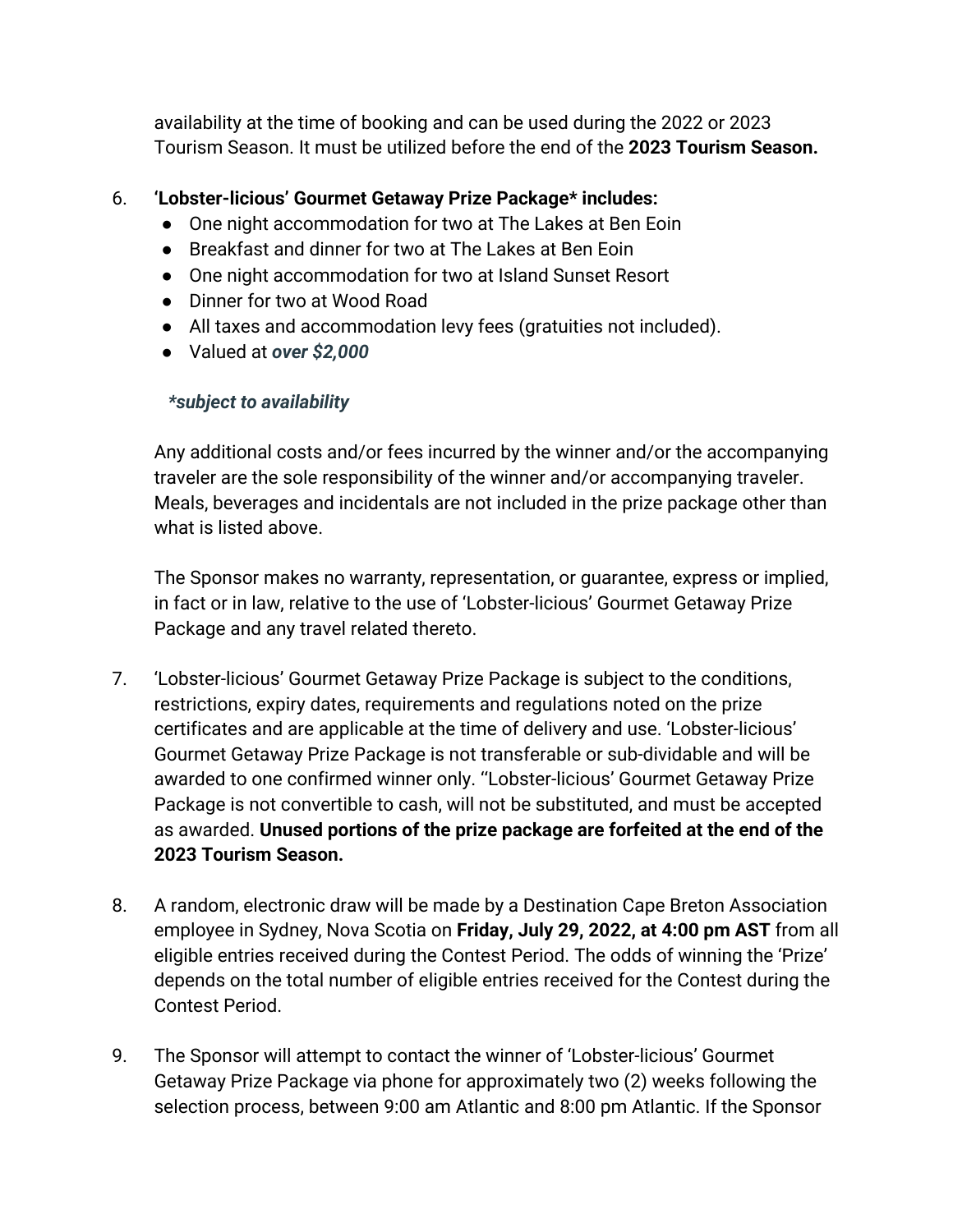availability at the time of booking and can be used during the 2022 or 2023 Tourism Season. It must be utilized before the end of the **2023 Tourism Season.**

6. **'Lobster-licious' Gourmet Getaway Prize Package* includes:**
   - One night accommodation for two at The Lakes at Ben Eoin
   - Breakfast and dinner for two at The Lakes at Ben Eoin
   - One night accommodation for two at Island Sunset Resort
   - Dinner for two at Wood Road
   - All taxes and accommodation levy fees (gratuities not included).
   - Valued at ***over $2,000***

   ***subject to availability**

   Any additional costs and/or fees incurred by the winner and/or the accompanying traveler are the sole responsibility of the winner and/or accompanying traveler. Meals, beverages and incidentals are not included in the prize package other than what is listed above.

   The Sponsor makes no warranty, representation, or guarantee, express or implied, in fact or in law, relative to the use of 'Lobster-licious' Gourmet Getaway Prize Package and any travel related thereto.

7. 'Lobster-licious' Gourmet Getaway Prize Package is subject to the conditions, restrictions, expiry dates, requirements and regulations noted on the prize certificates and are applicable at the time of delivery and use. 'Lobster-licious' Gourmet Getaway Prize Package is not transferable or sub-dividable and will be awarded to one confirmed winner only. ''Lobster-licious' Gourmet Getaway Prize Package is not convertible to cash, will not be substituted, and must be accepted as awarded. **Unused portions of the prize package are forfeited at the end of the 2023 Tourism Season.**

8. A random, electronic draw will be made by a Destination Cape Breton Association employee in Sydney, Nova Scotia on **Friday, July 29, 2022, at 4:00 pm AST** from all eligible entries received during the Contest Period. The odds of winning the 'Prize' depends on the total number of eligible entries received for the Contest during the Contest Period.

9. The Sponsor will attempt to contact the winner of 'Lobster-licious' Gourmet Getaway Prize Package via phone for approximately two (2) weeks following the selection process, between 9:00 am Atlantic and 8:00 pm Atlantic. If the Sponsor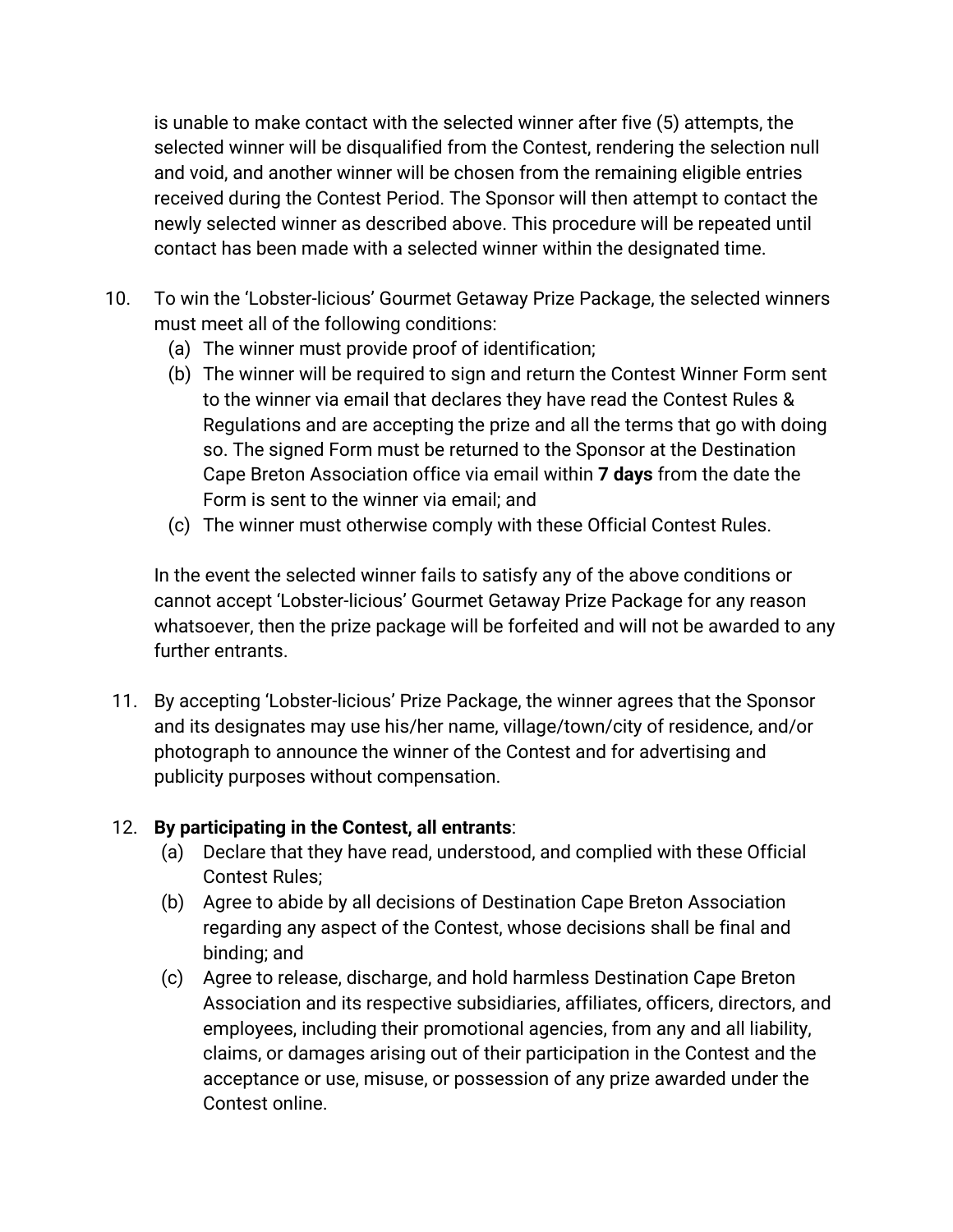is unable to make contact with the selected winner after five (5) attempts, the selected winner will be disqualified from the Contest, rendering the selection null and void, and another winner will be chosen from the remaining eligible entries received during the Contest Period. The Sponsor will then attempt to contact the newly selected winner as described above. This procedure will be repeated until contact has been made with a selected winner within the designated time.

10. To win the 'Lobster-licious' Gourmet Getaway Prize Package, the selected winners must meet all of the following conditions:
    (a) The winner must provide proof of identification;
    (b) The winner will be required to sign and return the Contest Winner Form sent to the winner via email that declares they have read the Contest Rules & Regulations and are accepting the prize and all the terms that go with doing so. The signed Form must be returned to the Sponsor at the Destination Cape Breton Association office via email within **7 days** from the date the Form is sent to the winner via email; and
    (c) The winner must otherwise comply with these Official Contest Rules.

    In the event the selected winner fails to satisfy any of the above conditions or cannot accept 'Lobster-licious' Gourmet Getaway Prize Package for any reason whatsoever, then the prize package will be forfeited and will not be awarded to any further entrants.

11. By accepting 'Lobster-licious' Prize Package, the winner agrees that the Sponsor and its designates may use his/her name, village/town/city of residence, and/or photograph to announce the winner of the Contest and for advertising and publicity purposes without compensation.

12. **By participating in the Contest, all entrants**:
    (a) Declare that they have read, understood, and complied with these Official Contest Rules;
    (b) Agree to abide by all decisions of Destination Cape Breton Association regarding any aspect of the Contest, whose decisions shall be final and binding; and
    (c) Agree to release, discharge, and hold harmless Destination Cape Breton Association and its respective subsidiaries, affiliates, officers, directors, and employees, including their promotional agencies, from any and all liability, claims, or damages arising out of their participation in the Contest and the acceptance or use, misuse, or possession of any prize awarded under the Contest online.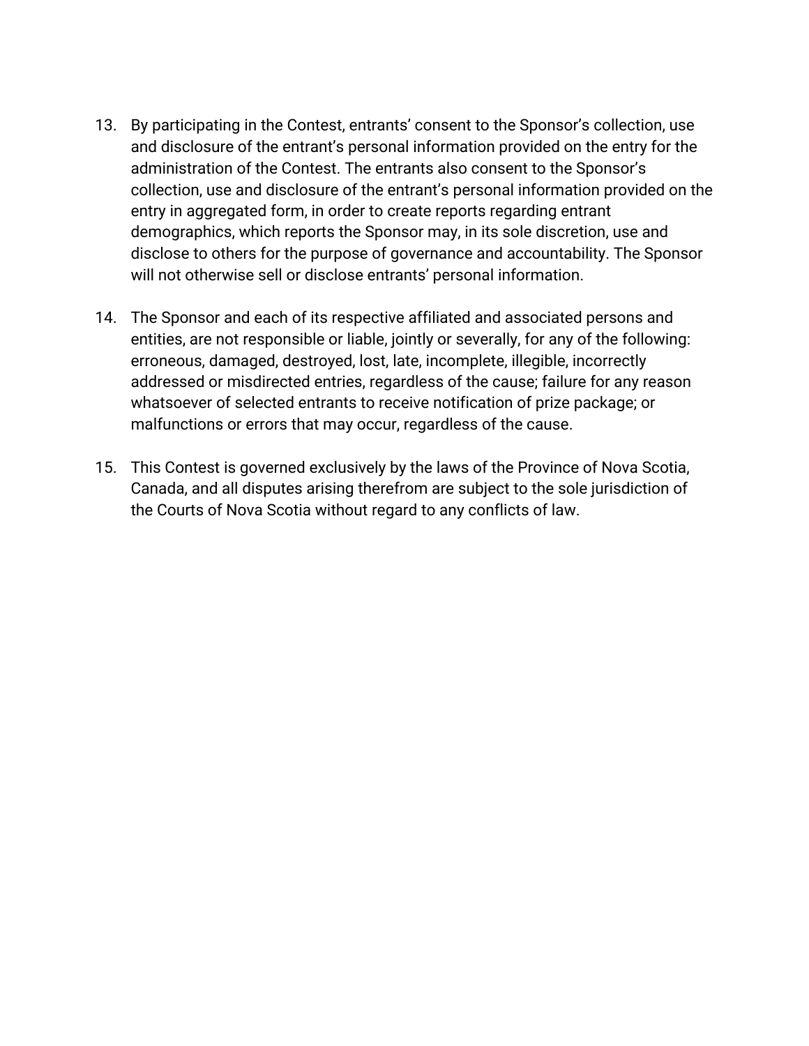13. By participating in the Contest, entrants' consent to the Sponsor's collection, use and disclosure of the entrant's personal information provided on the entry for the administration of the Contest. The entrants also consent to the Sponsor's collection, use and disclosure of the entrant's personal information provided on the entry in aggregated form, in order to create reports regarding entrant demographics, which reports the Sponsor may, in its sole discretion, use and disclose to others for the purpose of governance and accountability. The Sponsor will not otherwise sell or disclose entrants' personal information.

14. The Sponsor and each of its respective affiliated and associated persons and entities, are not responsible or liable, jointly or severally, for any of the following: erroneous, damaged, destroyed, lost, late, incomplete, illegible, incorrectly addressed or misdirected entries, regardless of the cause; failure for any reason whatsoever of selected entrants to receive notification of prize package; or malfunctions or errors that may occur, regardless of the cause.

15. This Contest is governed exclusively by the laws of the Province of Nova Scotia, Canada, and all disputes arising therefrom are subject to the sole jurisdiction of the Courts of Nova Scotia without regard to any conflicts of law.